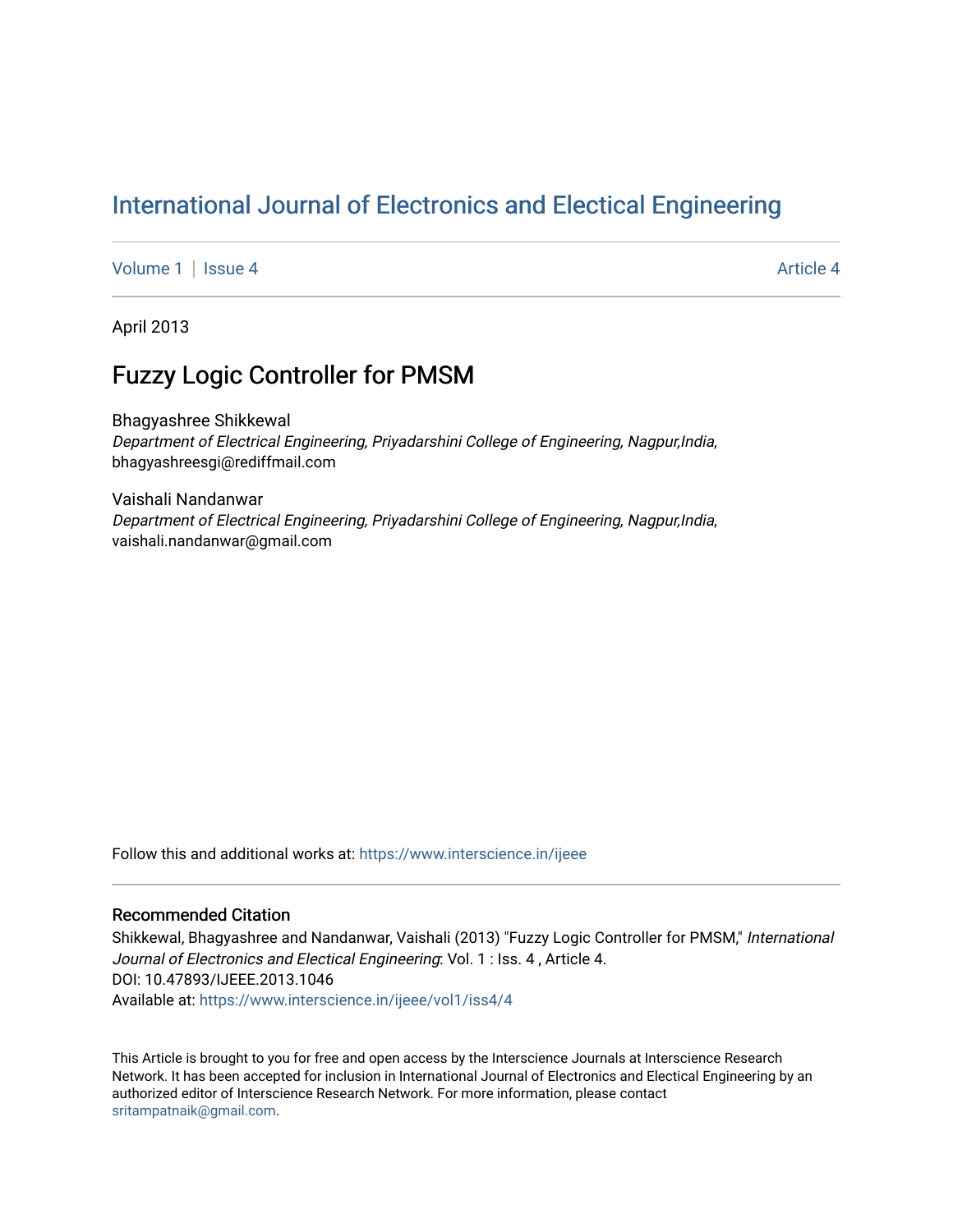# International Journal of Electronics and Electical Engineering

Volume 1 | Issue 4 Article 4

April 2013

## Fuzzy Logic Controller for PMSM

Bhagyashree Shikkewal
*Department of Electrical Engineering, Priyadarshini College of Engineering, Nagpur,India*, bhagyashreesgi@rediffmail.com

Vaishali Nandanwar
*Department of Electrical Engineering, Priyadarshini College of Engineering, Nagpur,India*, vaishali.nandanwar@gmail.com

Follow this and additional works at: https://www.interscience.in/ijeee

### Recommended Citation

Shikkewal, Bhagyashree and Nandanwar, Vaishali (2013) "Fuzzy Logic Controller for PMSM," *International Journal of Electronics and Electical Engineering*: Vol. 1 : Iss. 4 , Article 4.
DOI: 10.47893/IJEEE.2013.1046
Available at: https://www.interscience.in/ijeee/vol1/iss4/4

This Article is brought to you for free and open access by the Interscience Journals at Interscience Research Network. It has been accepted for inclusion in International Journal of Electronics and Electical Engineering by an authorized editor of Interscience Research Network. For more information, please contact sritampatnaik@gmail.com.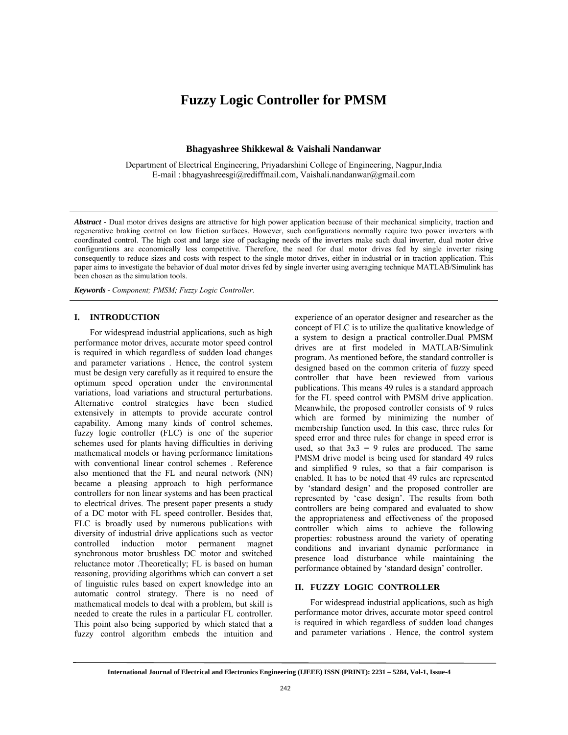# Fuzzy Logic Controller for PMSM

**Bhagyashree Shikkewal & Vaishali Nandanwar**

Department of Electrical Engineering, Priyadarshini College of Engineering, Nagpur,India
E-mail : bhagyashreesgi@rediffmail.com, Vaishali.nandanwar@gmail.com

***Abstract -*** Dual motor drives designs are attractive for high power application because of their mechanical simplicity, traction and regenerative braking control on low friction surfaces. However, such configurations normally require two power inverters with coordinated control. The high cost and large size of packaging needs of the inverters make such dual inverter, dual motor drive configurations are economically less competitive. Therefore, the need for dual motor drives fed by single inverter rising consequently to reduce sizes and costs with respect to the single motor drives, either in industrial or in traction application. This paper aims to investigate the behavior of dual motor drives fed by single inverter using averaging technique MATLAB/Simulink has been chosen as the simulation tools.

***Keywords -*** *Component; PMSM; Fuzzy Logic Controller.*

## I. INTRODUCTION

For widespread industrial applications, such as high performance motor drives, accurate motor speed control is required in which regardless of sudden load changes and parameter variations . Hence, the control system must be design very carefully as it required to ensure the optimum speed operation under the environmental variations, load variations and structural perturbations. Alternative control strategies have been studied extensively in attempts to provide accurate control capability. Among many kinds of control schemes, fuzzy logic controller (FLC) is one of the superior schemes used for plants having difficulties in deriving mathematical models or having performance limitations with conventional linear control schemes . Reference also mentioned that the FL and neural network (NN) became a pleasing approach to high performance controllers for non linear systems and has been practical to electrical drives. The present paper presents a study of a DC motor with FL speed controller. Besides that, FLC is broadly used by numerous publications with diversity of industrial drive applications such as vector controlled induction motor permanent magnet synchronous motor brushless DC motor and switched reluctance motor .Theoretically; FL is based on human reasoning, providing algorithms which can convert a set of linguistic rules based on expert knowledge into an automatic control strategy. There is no need of mathematical models to deal with a problem, but skill is needed to create the rules in a particular FL controller. This point also being supported by which stated that a fuzzy control algorithm embeds the intuition and experience of an operator designer and researcher as the concept of FLC is to utilize the qualitative knowledge of a system to design a practical controller.Dual PMSM drives are at first modeled in MATLAB/Simulink program. As mentioned before, the standard controller is designed based on the common criteria of fuzzy speed controller that have been reviewed from various publications. This means 49 rules is a standard approach for the FL speed control with PMSM drive application. Meanwhile, the proposed controller consists of 9 rules which are formed by minimizing the number of membership function used. In this case, three rules for speed error and three rules for change in speed error is used, so that 3x3 = 9 rules are produced. The same PMSM drive model is being used for standard 49 rules and simplified 9 rules, so that a fair comparison is enabled. It has to be noted that 49 rules are represented by 'standard design' and the proposed controller are represented by 'case design'. The results from both controllers are being compared and evaluated to show the appropriateness and effectiveness of the proposed controller which aims to achieve the following properties: robustness around the variety of operating conditions and invariant dynamic performance in presence load disturbance while maintaining the performance obtained by 'standard design' controller.

## II. FUZZY LOGIC CONTROLLER

For widespread industrial applications, such as high performance motor drives, accurate motor speed control is required in which regardless of sudden load changes and parameter variations . Hence, the control system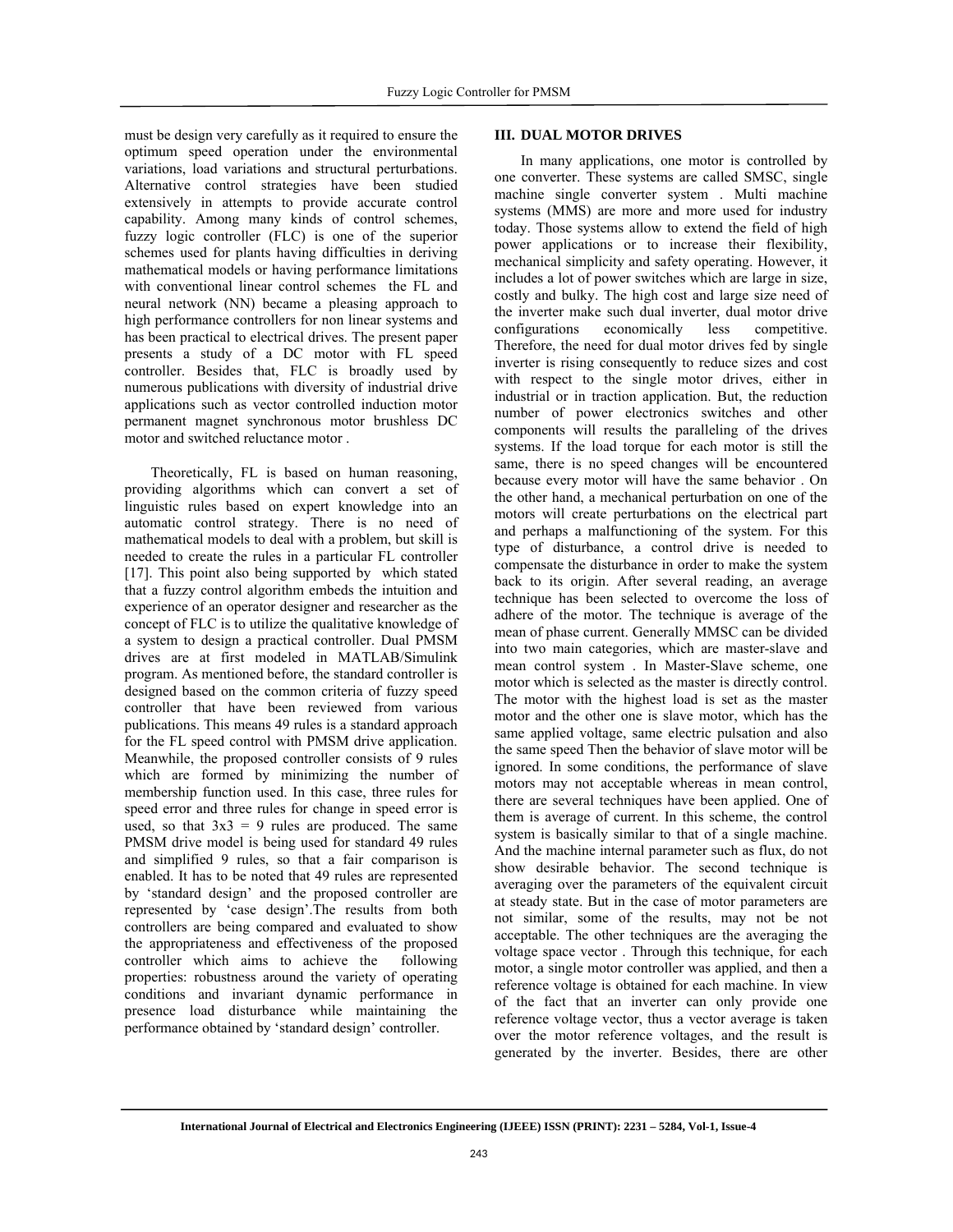must be design very carefully as it required to ensure the optimum speed operation under the environmental variations, load variations and structural perturbations. Alternative control strategies have been studied extensively in attempts to provide accurate control capability. Among many kinds of control schemes, fuzzy logic controller (FLC) is one of the superior schemes used for plants having difficulties in deriving mathematical models or having performance limitations with conventional linear control schemes the FL and neural network (NN) became a pleasing approach to high performance controllers for non linear systems and has been practical to electrical drives. The present paper presents a study of a DC motor with FL speed controller. Besides that, FLC is broadly used by numerous publications with diversity of industrial drive applications such as vector controlled induction motor permanent magnet synchronous motor brushless DC motor and switched reluctance motor .

Theoretically, FL is based on human reasoning, providing algorithms which can convert a set of linguistic rules based on expert knowledge into an automatic control strategy. There is no need of mathematical models to deal with a problem, but skill is needed to create the rules in a particular FL controller [17]. This point also being supported by which stated that a fuzzy control algorithm embeds the intuition and experience of an operator designer and researcher as the concept of FLC is to utilize the qualitative knowledge of a system to design a practical controller. Dual PMSM drives are at first modeled in MATLAB/Simulink program. As mentioned before, the standard controller is designed based on the common criteria of fuzzy speed controller that have been reviewed from various publications. This means 49 rules is a standard approach for the FL speed control with PMSM drive application. Meanwhile, the proposed controller consists of 9 rules which are formed by minimizing the number of membership function used. In this case, three rules for speed error and three rules for change in speed error is used, so that 3x3 = 9 rules are produced. The same PMSM drive model is being used for standard 49 rules and simplified 9 rules, so that a fair comparison is enabled. It has to be noted that 49 rules are represented by 'standard design' and the proposed controller are represented by 'case design'.The results from both controllers are being compared and evaluated to show the appropriateness and effectiveness of the proposed controller which aims to achieve the following properties: robustness around the variety of operating conditions and invariant dynamic performance in presence load disturbance while maintaining the performance obtained by 'standard design' controller.

## III. DUAL MOTOR DRIVES

In many applications, one motor is controlled by one converter. These systems are called SMSC, single machine single converter system . Multi machine systems (MMS) are more and more used for industry today. Those systems allow to extend the field of high power applications or to increase their flexibility, mechanical simplicity and safety operating. However, it includes a lot of power switches which are large in size, costly and bulky. The high cost and large size need of the inverter make such dual inverter, dual motor drive configurations economically less competitive. Therefore, the need for dual motor drives fed by single inverter is rising consequently to reduce sizes and cost with respect to the single motor drives, either in industrial or in traction application. But, the reduction number of power electronics switches and other components will results the paralleling of the drives systems. If the load torque for each motor is still the same, there is no speed changes will be encountered because every motor will have the same behavior . On the other hand, a mechanical perturbation on one of the motors will create perturbations on the electrical part and perhaps a malfunctioning of the system. For this type of disturbance, a control drive is needed to compensate the disturbance in order to make the system back to its origin. After several reading, an average technique has been selected to overcome the loss of adhere of the motor. The technique is average of the mean of phase current. Generally MMSC can be divided into two main categories, which are master-slave and mean control system . In Master-Slave scheme, one motor which is selected as the master is directly control. The motor with the highest load is set as the master motor and the other one is slave motor, which has the same applied voltage, same electric pulsation and also the same speed Then the behavior of slave motor will be ignored. In some conditions, the performance of slave motors may not acceptable whereas in mean control, there are several techniques have been applied. One of them is average of current. In this scheme, the control system is basically similar to that of a single machine. And the machine internal parameter such as flux, do not show desirable behavior. The second technique is averaging over the parameters of the equivalent circuit at steady state. But in the case of motor parameters are not similar, some of the results, may not be not acceptable. The other techniques are the averaging the voltage space vector . Through this technique, for each motor, a single motor controller was applied, and then a reference voltage is obtained for each machine. In view of the fact that an inverter can only provide one reference voltage vector, thus a vector average is taken over the motor reference voltages, and the result is generated by the inverter. Besides, there are other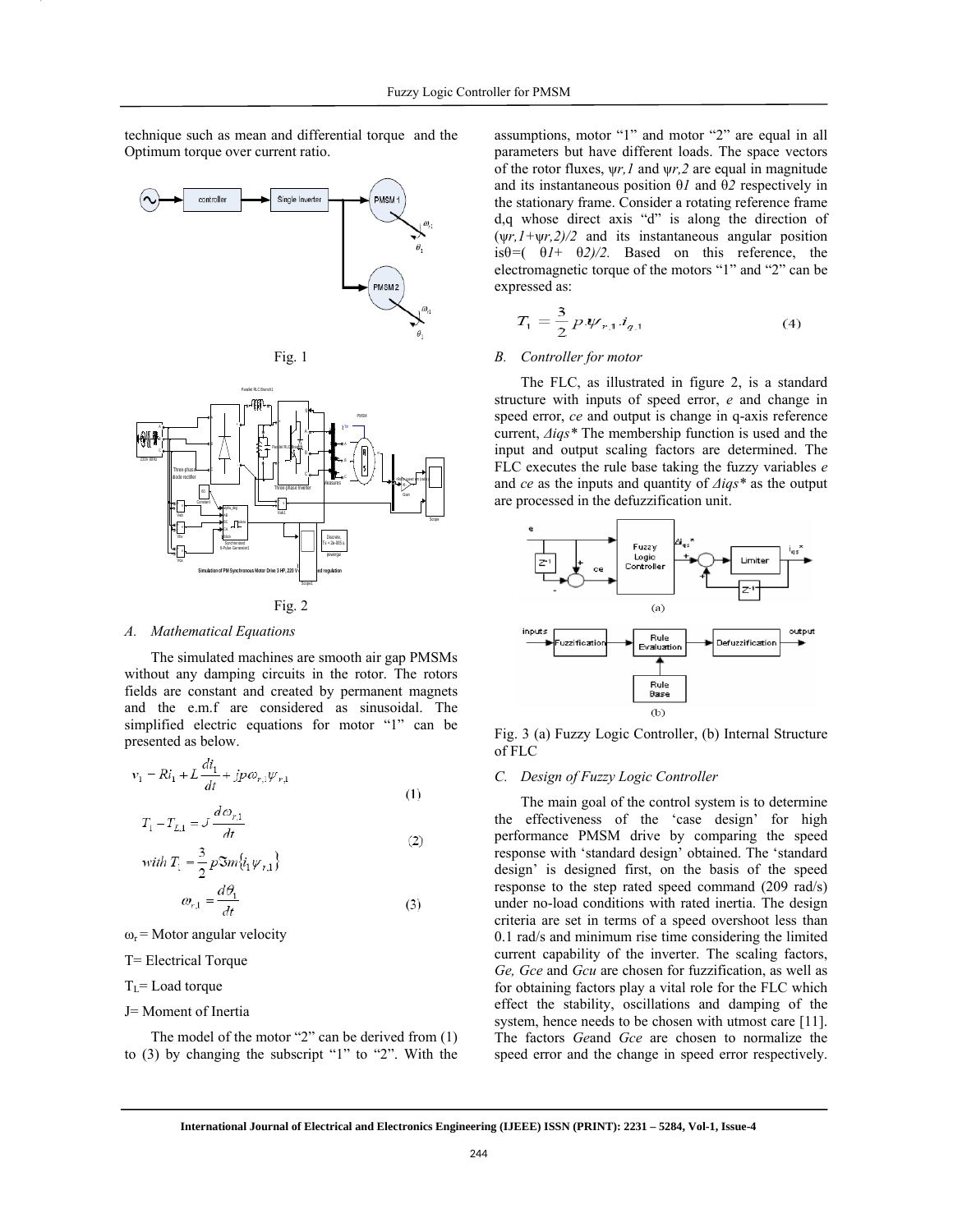technique such as mean and differential torque and the Optimum torque over current ratio.

Fig. 1

Fig. 2

### A. Mathematical Equations

The simulated machines are smooth air gap PMSMs without any damping circuits in the rotor. The rotors fields are constant and created by permanent magnets and the e.m.f are considered as sinusoidal. The simplified electric equations for motor "1" can be presented as below.

$$v_1 - Ri_1 + L\frac{di_1}{dt} + jp\omega_{r,1}\psi_{r,1} \tag{1}$$

$$T_1 - T_{L,1} = J\frac{d\omega_{r,1}}{dt} \tag{2}$$

$$with\ T_1 = \frac{3}{2}p\Im m\{i_1\psi_{r,1}\}$$

$$\omega_{r,1} = \frac{d\theta_1}{dt} \tag{3}$$

$\omega_r$ = Motor angular velocity

T= Electrical Torque

$T_L$= Load torque

J= Moment of Inertia

The model of the motor "2" can be derived from (1) to (3) by changing the subscript "1" to "2". With the assumptions, motor "1" and motor "2" are equal in all parameters but have different loads. The space vectors of the rotor fluxes, $\psi r,1$ and $\psi r,2$ are equal in magnitude and its instantaneous position $\theta 1$ and $\theta 2$ respectively in the stationary frame. Consider a rotating reference frame d,q whose direct axis "d" is along the direction of $(\psi r,1+\psi r,2)/2$ and its instantaneous angular position is$\theta=(\theta 1+\theta 2)/2$. Based on this reference, the electromagnetic torque of the motors "1" and "2" can be expressed as:

$$T_1 = \frac{3}{2}p.\psi_{r,1}.i_{q,1} \tag{4}$$

### B. Controller for motor

The FLC, as illustrated in figure 2, is a standard structure with inputs of speed error, *e* and change in speed error, *ce* and output is change in q-axis reference current, $\Delta iqs^*$ The membership function is used and the input and output scaling factors are determined. The FLC executes the rule base taking the fuzzy variables *e* and *ce* as the inputs and quantity of $\Delta iqs^*$ as the output are processed in the defuzzification unit.

Fig. 3 (a) Fuzzy Logic Controller, (b) Internal Structure of FLC

### C. Design of Fuzzy Logic Controller

The main goal of the control system is to determine the effectiveness of the 'case design' for high performance PMSM drive by comparing the speed response with 'standard design' obtained. The 'standard design' is designed first, on the basis of the speed response to the step rated speed command (209 rad/s) under no-load conditions with rated inertia. The design criteria are set in terms of a speed overshoot less than 0.1 rad/s and minimum rise time considering the limited current capability of the inverter. The scaling factors, *Ge, Gce* and *Gcu* are chosen for fuzzification, as well as for obtaining factors play a vital role for the FLC which effect the stability, oscillations and damping of the system, hence needs to be chosen with utmost care [11]. The factors *Ge*and *Gce* are chosen to normalize the speed error and the change in speed error respectively.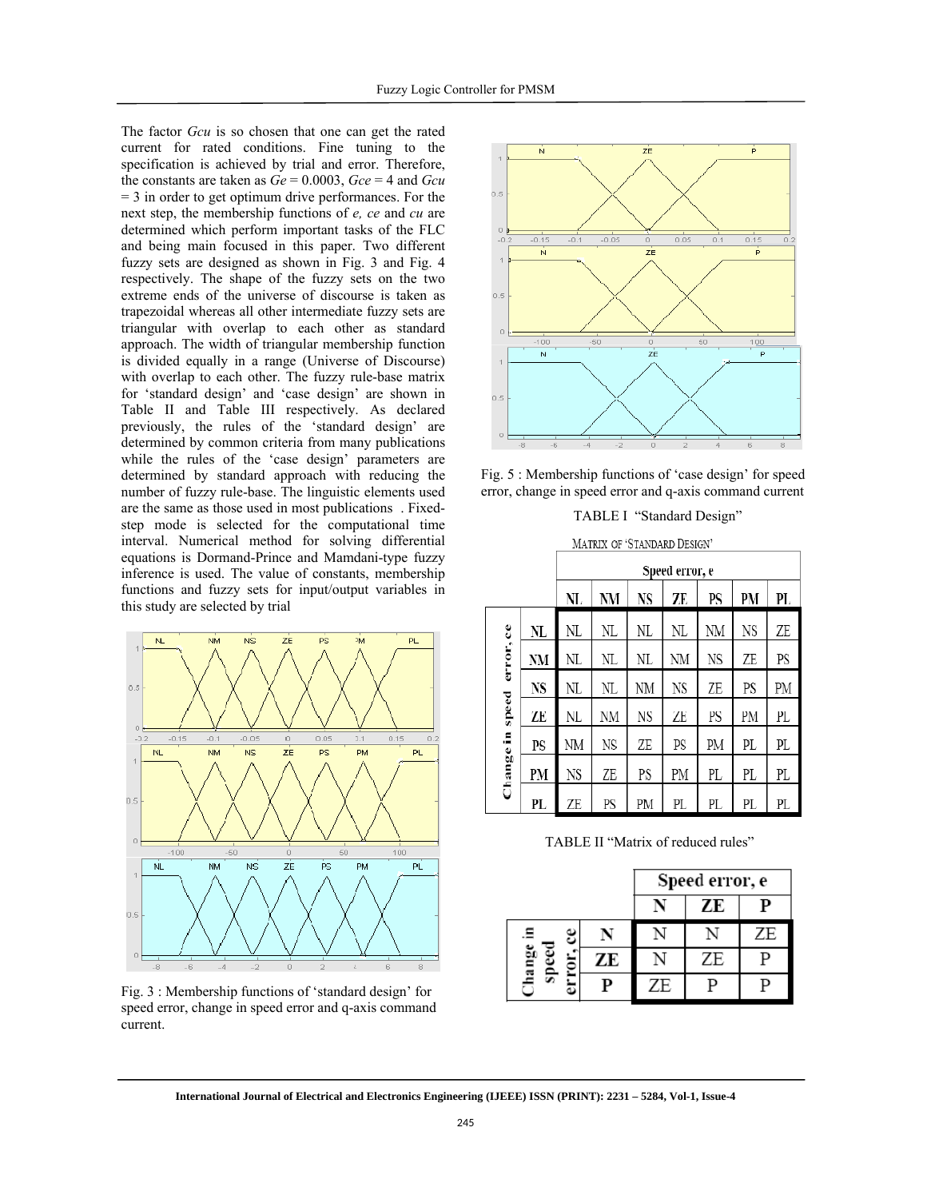The factor *Gcu* is so chosen that one can get the rated current for rated conditions. Fine tuning to the specification is achieved by trial and error. Therefore, the constants are taken as *Ge* = 0.0003, *Gce* = 4 and *Gcu* = 3 in order to get optimum drive performances. For the next step, the membership functions of *e, ce* and *cu* are determined which perform important tasks of the FLC and being main focused in this paper. Two different fuzzy sets are designed as shown in Fig. 3 and Fig. 4 respectively. The shape of the fuzzy sets on the two extreme ends of the universe of discourse is taken as trapezoidal whereas all other intermediate fuzzy sets are triangular with overlap to each other as standard approach. The width of triangular membership function is divided equally in a range (Universe of Discourse) with overlap to each other. The fuzzy rule-base matrix for 'standard design' and 'case design' are shown in Table II and Table III respectively. As declared previously, the rules of the 'standard design' are determined by common criteria from many publications while the rules of the 'case design' parameters are determined by standard approach with reducing the number of fuzzy rule-base. The linguistic elements used are the same as those used in most publications . Fixed-step mode is selected for the computational time interval. Numerical method for solving differential equations is Dormand-Prince and Mamdani-type fuzzy inference is used. The value of constants, membership functions and fuzzy sets for input/output variables in this study are selected by trial

Fig. 3 : Membership functions of 'standard design' for speed error, change in speed error and q-axis command current.

Fig. 5 : Membership functions of 'case design' for speed error, change in speed error and q-axis command current

TABLE I "Standard Design"

MATRIX OF 'STANDARD DESIGN'

| Change in speed error, ce \ Speed error, e | NL | NM | NS | ZE | PS | PM | PL |
|---|---|---|---|---|---|---|---|
| NL | NL | NL | NL | NL | NM | NS | ZE |
| NM | NL | NL | NL | NM | NS | ZE | PS |
| NS | NL | NL | NM | NS | ZE | PS | PM |
| ZE | NL | NM | NS | ZE | PS | PM | PL |
| PS | NM | NS | ZE | PS | PM | PL | PL |
| PM | NS | ZE | PS | PM | PL | PL | PL |
| PL | ZE | PS | PM | PL | PL | PL | PL |

TABLE II "Matrix of reduced rules"

| Change in speed error, ce \ Speed error, e | N | ZE | P |
|---|---|---|---|
| N | N | N | ZE |
| ZE | N | ZE | P |
| P | ZE | P | P |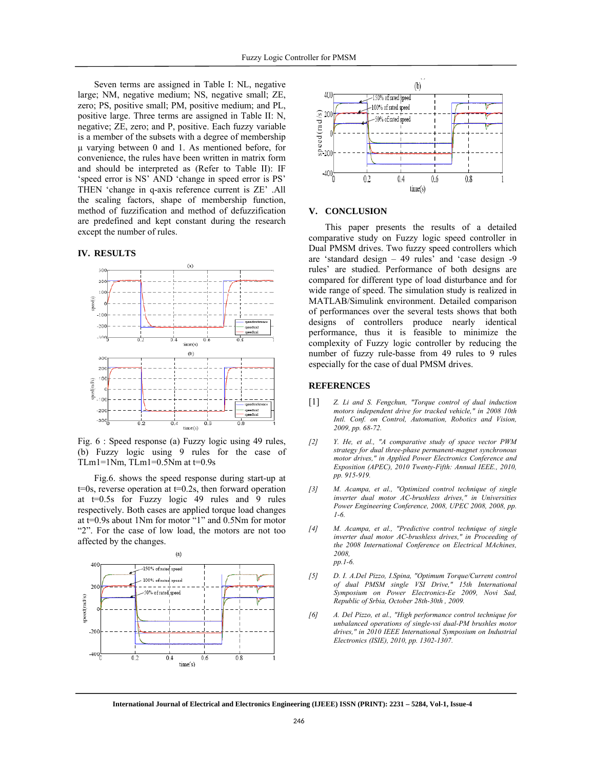Seven terms are assigned in Table I: NL, negative large; NM, negative medium; NS, negative small; ZE, zero; PS, positive small; PM, positive medium; and PL, positive large. Three terms are assigned in Table II: N, negative; ZE, zero; and P, positive. Each fuzzy variable is a member of the subsets with a degree of membership μ varying between 0 and 1. As mentioned before, for convenience, the rules have been written in matrix form and should be interpreted as (Refer to Table II): IF 'speed error is NS' AND 'change in speed error is PS' THEN 'change in q-axis reference current is ZE' .All the scaling factors, shape of membership function, method of fuzzification and method of defuzzification are predefined and kept constant during the research except the number of rules.

## IV. RESULTS

Fig. 6 : Speed response (a) Fuzzy logic using 49 rules, (b) Fuzzy logic using 9 rules for the case of TLm1=1Nm, TLm1=0.5Nm at t=0.9s

Fig.6. shows the speed response during start-up at t=0s, reverse operation at t=0.2s, then forward operation at t=0.5s for Fuzzy logic 49 rules and 9 rules respectively. Both cases are applied torque load changes at t=0.9s about 1Nm for motor "1" and 0.5Nm for motor "2". For the case of low load, the motors are not too affected by the changes.

## V. CONCLUSION

This paper presents the results of a detailed comparative study on Fuzzy logic speed controller in Dual PMSM drives. Two fuzzy speed controllers which are 'standard design – 49 rules' and 'case design -9 rules' are studied. Performance of both designs are compared for different type of load disturbance and for wide range of speed. The simulation study is realized in MATLAB/Simulink environment. Detailed comparison of performances over the several tests shows that both designs of controllers produce nearly identical performance, thus it is feasible to minimize the complexity of Fuzzy logic controller by reducing the number of fuzzy rule-basse from 49 rules to 9 rules especially for the case of dual PMSM drives.

## REFERENCES

[1] *Z. Li and S. Fengchun, "Torque control of dual induction motors independent drive for tracked vehicle," in 2008 10th Intl. Conf. on Control, Automation, Robotics and Vision, 2009, pp. 68-72.*

[2] *Y. He, et al., "A comparative study of space vector PWM strategy for dual three-phase permanent-magnet synchronous motor drives," in Applied Power Electronics Conference and Exposition (APEC), 2010 Twenty-Fifth: Annual IEEE., 2010, pp. 915-919.*

[3] *M. Acampa, et al., "Optimized control technique of single inverter dual motor AC-brushless drives," in Universities Power Engineering Conference, 2008, UPEC 2008, 2008, pp. 1-6.*

[4] *M. Acampa, et al., "Predictive control technique of single inverter dual motor AC-brushless drives," in Proceeding of the 2008 International Conference on Electrical MAchines, 2008, pp.1-6.*

[5] *D. I. A.Del Pizzo, I.Spina, "Optimum Torque/Current control of dual PMSM single VSI Drive," 15th International Symposium on Power Electronics-Ee 2009, Novi Sad, Republic of Srbia, October 28th-30th , 2009.*

[6] *A. Del Pizzo, et al., "High performance control technique for unbalanced operations of single-vsi dual-PM brushles motor drives," in 2010 IEEE International Symposium on Industrial Electronics (ISIE), 2010, pp. 1302-1307.*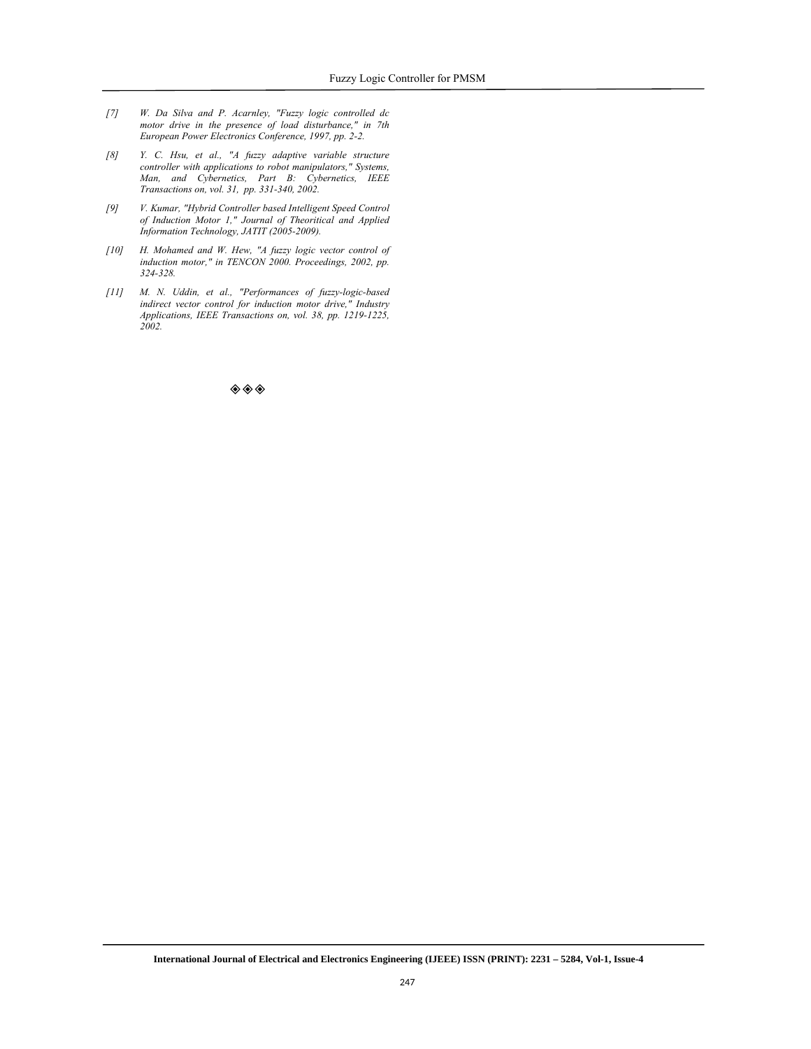*[7] W. Da Silva and P. Acarnley, "Fuzzy logic controlled dc motor drive in the presence of load disturbance," in 7th European Power Electronics Conference, 1997, pp. 2-2.*

*[8] Y. C. Hsu, et al., "A fuzzy adaptive variable structure controller with applications to robot manipulators," Systems, Man, and Cybernetics, Part B: Cybernetics, IEEE Transactions on, vol. 31, pp. 331-340, 2002.*

*[9] V. Kumar, "Hybrid Controller based Intelligent Speed Control of Induction Motor 1," Journal of Theoritical and Applied Information Technology, JATIT (2005-2009).*

*[10] H. Mohamed and W. Hew, "A fuzzy logic vector control of induction motor," in TENCON 2000. Proceedings, 2002, pp. 324-328.*

*[11] M. N. Uddin, et al., "Performances of fuzzy-logic-based indirect vector control for induction motor drive," Industry Applications, IEEE Transactions on, vol. 38, pp. 1219-1225, 2002.*

◈◈◈